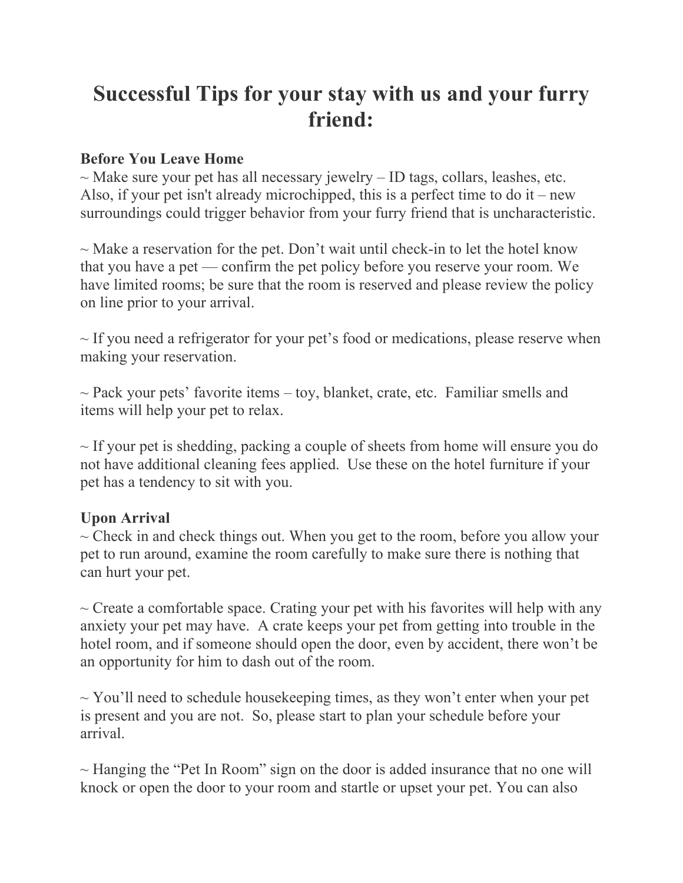# Successful Tips for your stay with us and your furry friend:

**Before You Leave Home**

~ Make sure your pet has all necessary jewelry – ID tags, collars, leashes, etc. Also, if your pet isn't already microchipped, this is a perfect time to do it – new surroundings could trigger behavior from your furry friend that is uncharacteristic.

~ Make a reservation for the pet. Don't wait until check-in to let the hotel know that you have a pet — confirm the pet policy before you reserve your room. We have limited rooms; be sure that the room is reserved and please review the policy on line prior to your arrival.

~ If you need a refrigerator for your pet's food or medications, please reserve when making your reservation.

~ Pack your pets' favorite items – toy, blanket, crate, etc. Familiar smells and items will help your pet to relax.

~ If your pet is shedding, packing a couple of sheets from home will ensure you do not have additional cleaning fees applied. Use these on the hotel furniture if your pet has a tendency to sit with you.

**Upon Arrival**

~ Check in and check things out. When you get to the room, before you allow your pet to run around, examine the room carefully to make sure there is nothing that can hurt your pet.

~ Create a comfortable space. Crating your pet with his favorites will help with any anxiety your pet may have. A crate keeps your pet from getting into trouble in the hotel room, and if someone should open the door, even by accident, there won't be an opportunity for him to dash out of the room.

~ You'll need to schedule housekeeping times, as they won't enter when your pet is present and you are not. So, please start to plan your schedule before your arrival.

~ Hanging the "Pet In Room" sign on the door is added insurance that no one will knock or open the door to your room and startle or upset your pet. You can also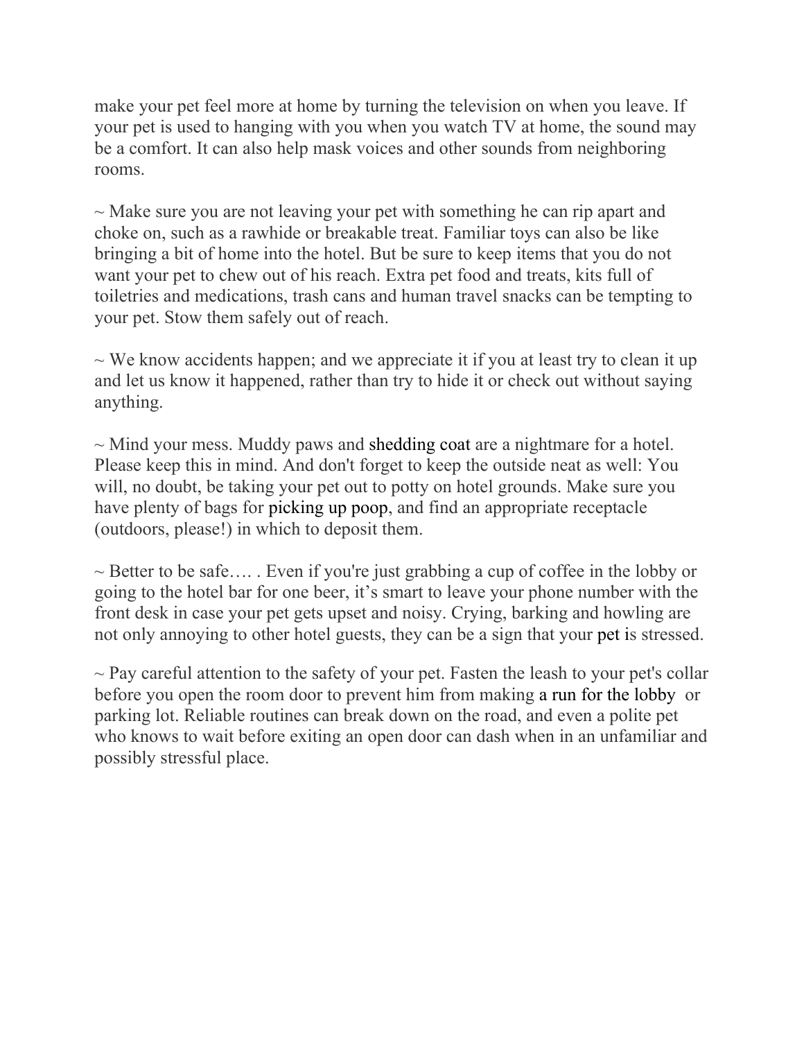make your pet feel more at home by turning the television on when you leave. If your pet is used to hanging with you when you watch TV at home, the sound may be a comfort. It can also help mask voices and other sounds from neighboring rooms.

~ Make sure you are not leaving your pet with something he can rip apart and choke on, such as a rawhide or breakable treat. Familiar toys can also be like bringing a bit of home into the hotel. But be sure to keep items that you do not want your pet to chew out of his reach. Extra pet food and treats, kits full of toiletries and medications, trash cans and human travel snacks can be tempting to your pet. Stow them safely out of reach.

~ We know accidents happen; and we appreciate it if you at least try to clean it up and let us know it happened, rather than try to hide it or check out without saying anything.

~ Mind your mess. Muddy paws and shedding coat are a nightmare for a hotel. Please keep this in mind. And don't forget to keep the outside neat as well: You will, no doubt, be taking your pet out to potty on hotel grounds. Make sure you have plenty of bags for picking up poop, and find an appropriate receptacle (outdoors, please!) in which to deposit them.

~ Better to be safe…. . Even if you're just grabbing a cup of coffee in the lobby or going to the hotel bar for one beer, it's smart to leave your phone number with the front desk in case your pet gets upset and noisy. Crying, barking and howling are not only annoying to other hotel guests, they can be a sign that your pet is stressed.

~ Pay careful attention to the safety of your pet. Fasten the leash to your pet's collar before you open the room door to prevent him from making a run for the lobby or parking lot. Reliable routines can break down on the road, and even a polite pet who knows to wait before exiting an open door can dash when in an unfamiliar and possibly stressful place.